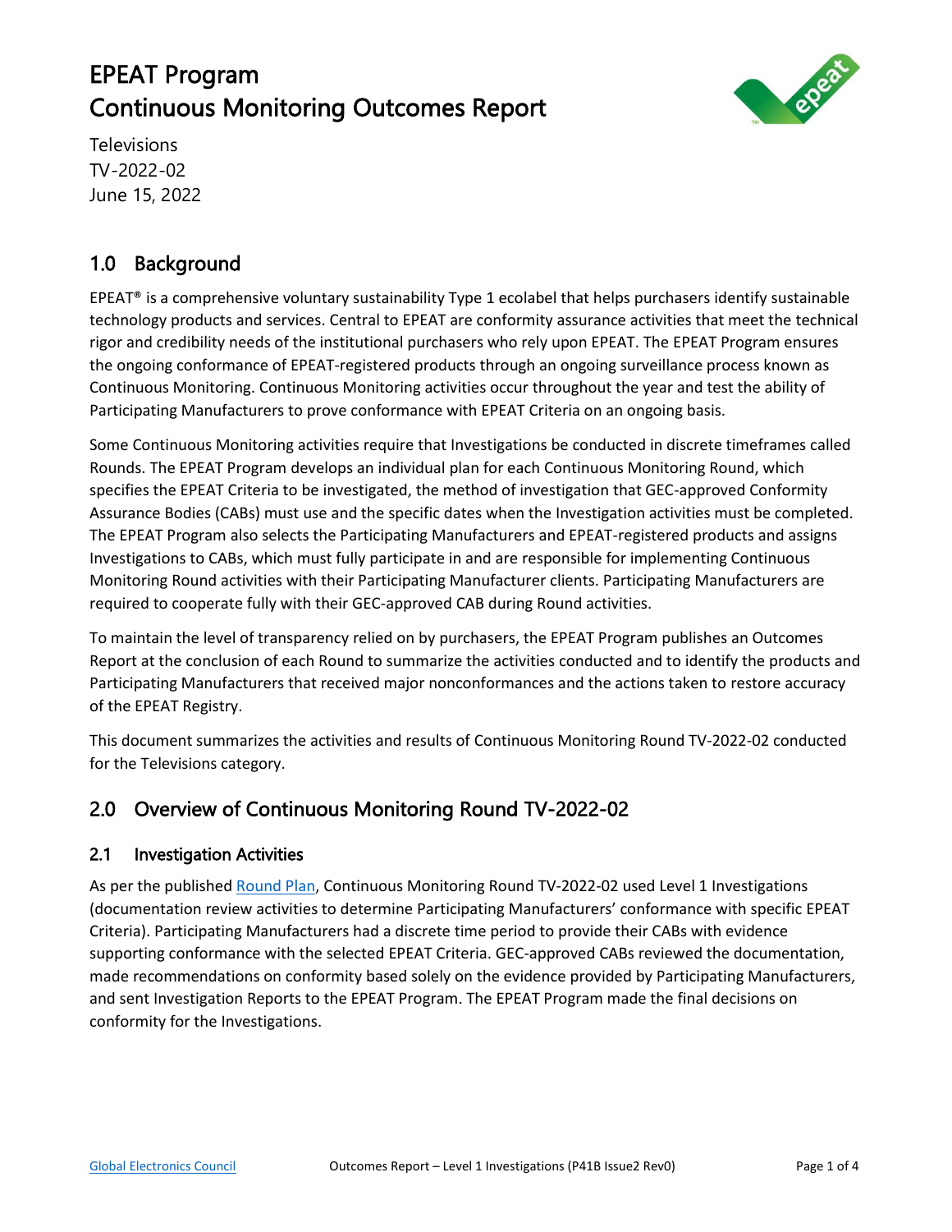# EPEAT Program
# Continuous Monitoring Outcomes Report

Televisions
TV-2022-02
June 15, 2022

## 1.0 Background

EPEAT® is a comprehensive voluntary sustainability Type 1 ecolabel that helps purchasers identify sustainable technology products and services. Central to EPEAT are conformity assurance activities that meet the technical rigor and credibility needs of the institutional purchasers who rely upon EPEAT. The EPEAT Program ensures the ongoing conformance of EPEAT-registered products through an ongoing surveillance process known as Continuous Monitoring. Continuous Monitoring activities occur throughout the year and test the ability of Participating Manufacturers to prove conformance with EPEAT Criteria on an ongoing basis.

Some Continuous Monitoring activities require that Investigations be conducted in discrete timeframes called Rounds. The EPEAT Program develops an individual plan for each Continuous Monitoring Round, which specifies the EPEAT Criteria to be investigated, the method of investigation that GEC-approved Conformity Assurance Bodies (CABs) must use and the specific dates when the Investigation activities must be completed. The EPEAT Program also selects the Participating Manufacturers and EPEAT-registered products and assigns Investigations to CABs, which must fully participate in and are responsible for implementing Continuous Monitoring Round activities with their Participating Manufacturer clients. Participating Manufacturers are required to cooperate fully with their GEC-approved CAB during Round activities.

To maintain the level of transparency relied on by purchasers, the EPEAT Program publishes an Outcomes Report at the conclusion of each Round to summarize the activities conducted and to identify the products and Participating Manufacturers that received major nonconformances and the actions taken to restore accuracy of the EPEAT Registry.

This document summarizes the activities and results of Continuous Monitoring Round TV-2022-02 conducted for the Televisions category.

## 2.0 Overview of Continuous Monitoring Round TV-2022-02

### 2.1 Investigation Activities

As per the published Round Plan, Continuous Monitoring Round TV-2022-02 used Level 1 Investigations (documentation review activities to determine Participating Manufacturers' conformance with specific EPEAT Criteria). Participating Manufacturers had a discrete time period to provide their CABs with evidence supporting conformance with the selected EPEAT Criteria. GEC-approved CABs reviewed the documentation, made recommendations on conformity based solely on the evidence provided by Participating Manufacturers, and sent Investigation Reports to the EPEAT Program. The EPEAT Program made the final decisions on conformity for the Investigations.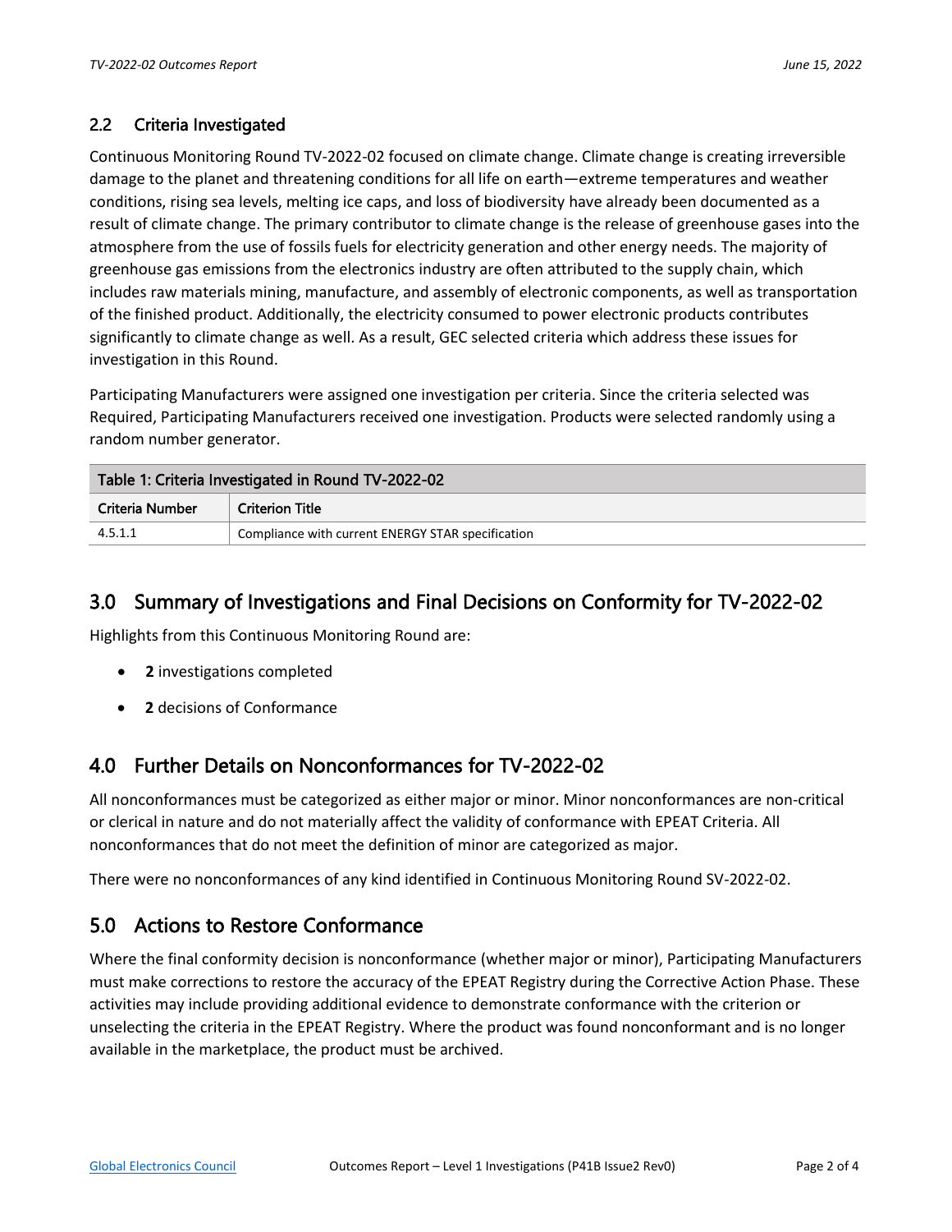## 2.2 Criteria Investigated

Continuous Monitoring Round TV-2022-02 focused on climate change. Climate change is creating irreversible damage to the planet and threatening conditions for all life on earth—extreme temperatures and weather conditions, rising sea levels, melting ice caps, and loss of biodiversity have already been documented as a result of climate change. The primary contributor to climate change is the release of greenhouse gases into the atmosphere from the use of fossils fuels for electricity generation and other energy needs. The majority of greenhouse gas emissions from the electronics industry are often attributed to the supply chain, which includes raw materials mining, manufacture, and assembly of electronic components, as well as transportation of the finished product. Additionally, the electricity consumed to power electronic products contributes significantly to climate change as well. As a result, GEC selected criteria which address these issues for investigation in this Round.

Participating Manufacturers were assigned one investigation per criteria. Since the criteria selected was Required, Participating Manufacturers received one investigation. Products were selected randomly using a random number generator.

**Table 1: Criteria Investigated in Round TV-2022-02**

| Criteria Number | Criterion Title |
|---|---|
| 4.5.1.1 | Compliance with current ENERGY STAR specification |

# 3.0 Summary of Investigations and Final Decisions on Conformity for TV-2022-02

Highlights from this Continuous Monitoring Round are:

- **2** investigations completed
- **2** decisions of Conformance

# 4.0 Further Details on Nonconformances for TV-2022-02

All nonconformances must be categorized as either major or minor. Minor nonconformances are non-critical or clerical in nature and do not materially affect the validity of conformance with EPEAT Criteria. All nonconformances that do not meet the definition of minor are categorized as major.

There were no nonconformances of any kind identified in Continuous Monitoring Round SV-2022-02.

# 5.0 Actions to Restore Conformance

Where the final conformity decision is nonconformance (whether major or minor), Participating Manufacturers must make corrections to restore the accuracy of the EPEAT Registry during the Corrective Action Phase. These activities may include providing additional evidence to demonstrate conformance with the criterion or unselecting the criteria in the EPEAT Registry. Where the product was found nonconformant and is no longer available in the marketplace, the product must be archived.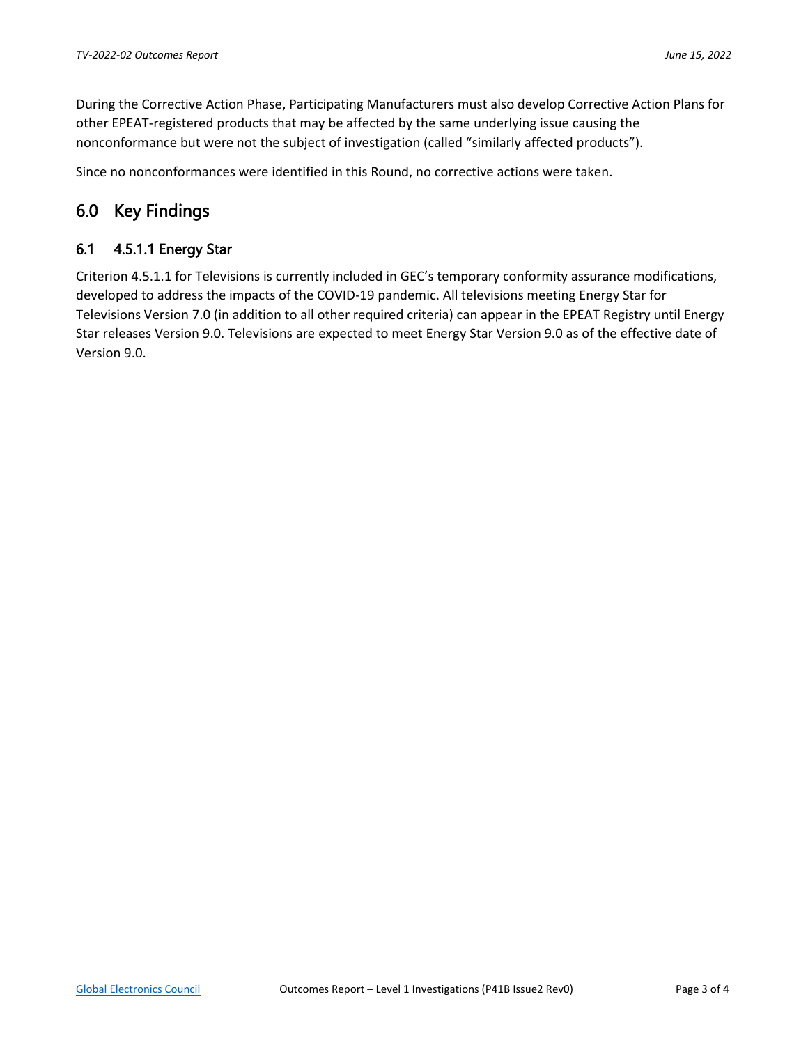During the Corrective Action Phase, Participating Manufacturers must also develop Corrective Action Plans for other EPEAT-registered products that may be affected by the same underlying issue causing the nonconformance but were not the subject of investigation (called "similarly affected products").

Since no nonconformances were identified in this Round, no corrective actions were taken.

## 6.0 Key Findings

### 6.1 4.5.1.1 Energy Star

Criterion 4.5.1.1 for Televisions is currently included in GEC's temporary conformity assurance modifications, developed to address the impacts of the COVID-19 pandemic. All televisions meeting Energy Star for Televisions Version 7.0 (in addition to all other required criteria) can appear in the EPEAT Registry until Energy Star releases Version 9.0. Televisions are expected to meet Energy Star Version 9.0 as of the effective date of Version 9.0.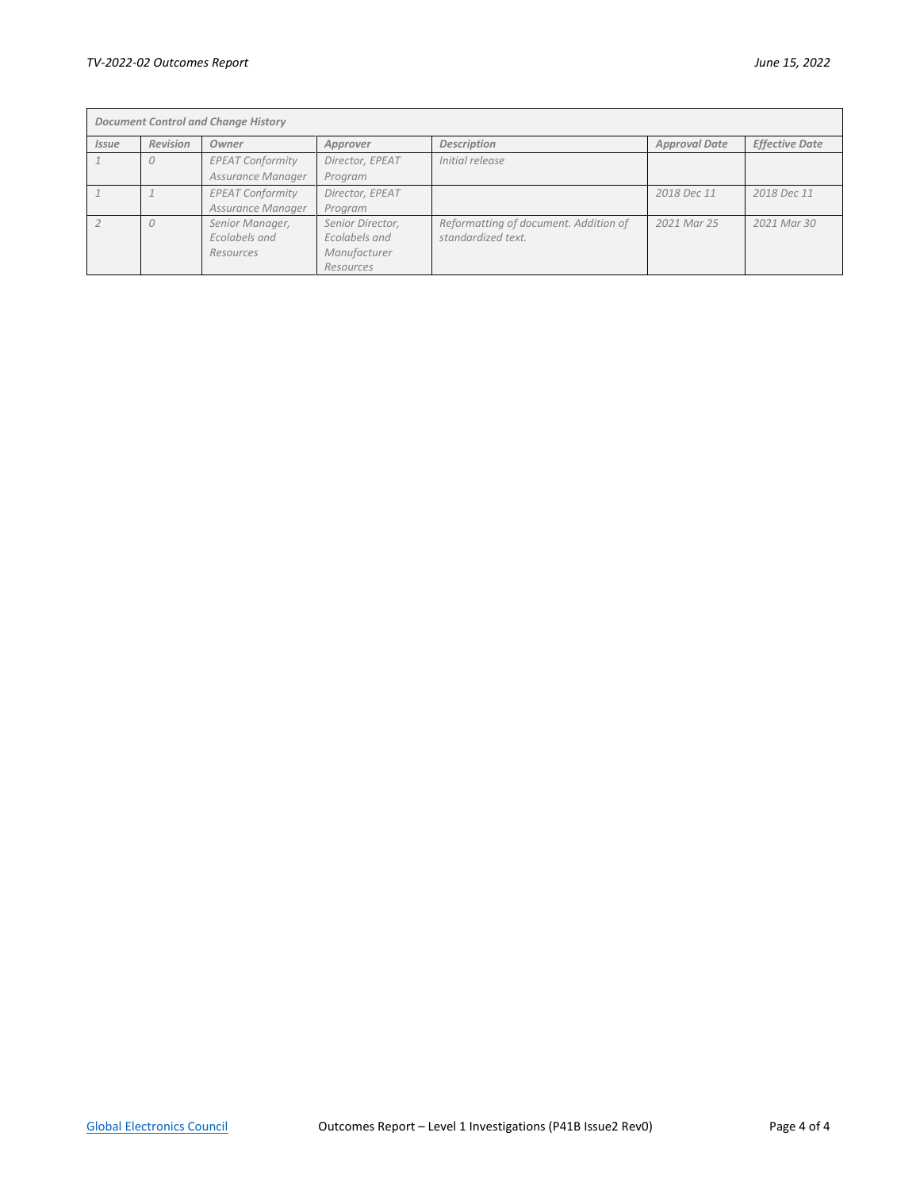| *Document Control and Change History* | | | | | | |
|---|---|---|---|---|---|---|
| *Issue* | *Revision* | *Owner* | *Approver* | *Description* | *Approval Date* | *Effective Date* |
| *1* | *0* | *EPEAT Conformity Assurance Manager* | *Director, EPEAT Program* | *Initial release* | | |
| *1* | *1* | *EPEAT Conformity Assurance Manager* | *Director, EPEAT Program* | | *2018 Dec 11* | *2018 Dec 11* |
| *2* | *0* | *Senior Manager, Ecolabels and Resources* | *Senior Director, Ecolabels and Manufacturer Resources* | *Reformatting of document. Addition of standardized text.* | *2021 Mar 25* | *2021 Mar 30* |